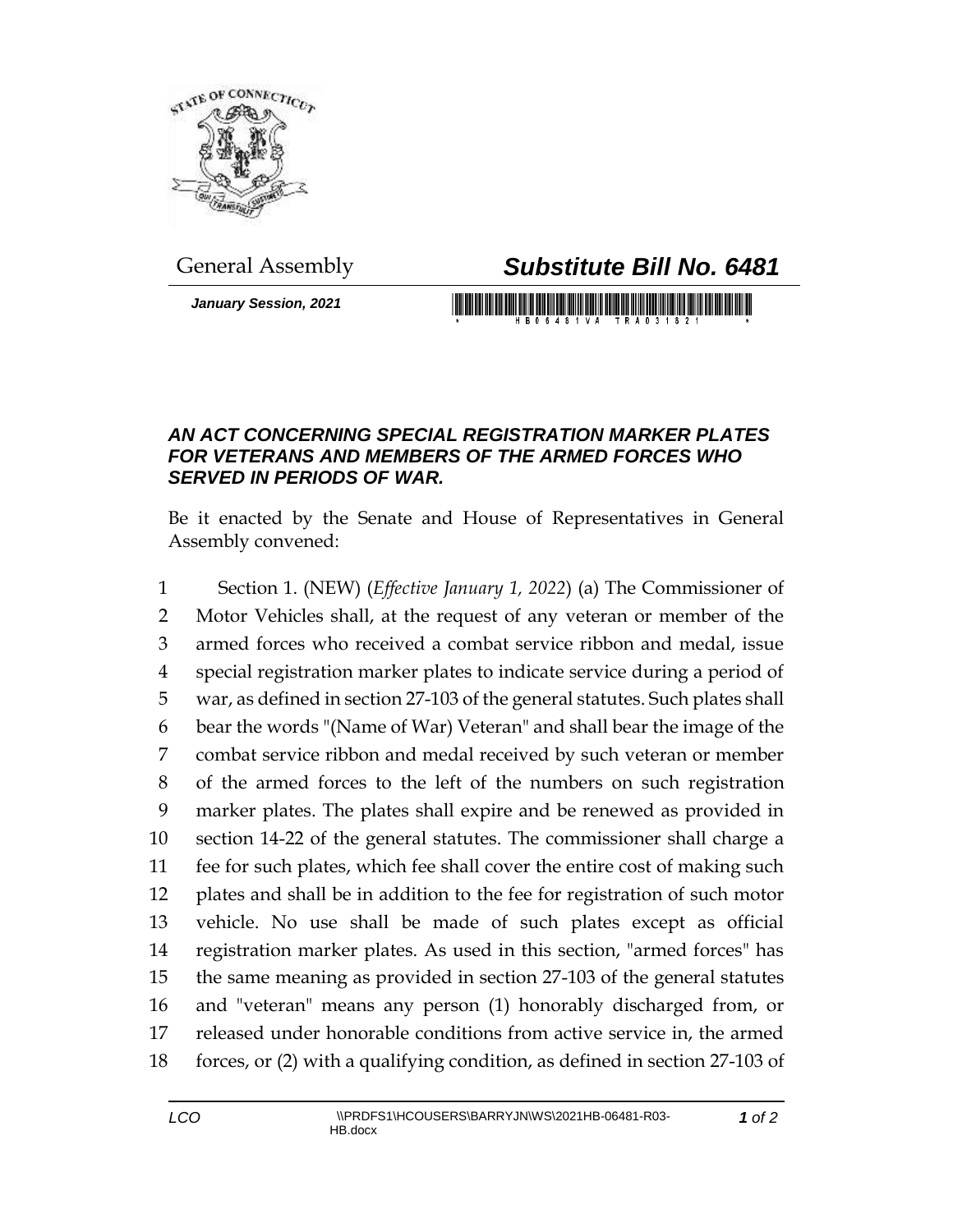General Assembly

# *Substitute Bill No. 6481*

***January Session, 2021***

### *AN ACT CONCERNING SPECIAL REGISTRATION MARKER PLATES FOR VETERANS AND MEMBERS OF THE ARMED FORCES WHO SERVED IN PERIODS OF WAR.*

Be it enacted by the Senate and House of Representatives in General Assembly convened:

1 Section 1. (NEW) (*Effective January 1, 2022*) (a) The Commissioner of
2 Motor Vehicles shall, at the request of any veteran or member of the
3 armed forces who received a combat service ribbon and medal, issue
4 special registration marker plates to indicate service during a period of
5 war, as defined in section 27-103 of the general statutes. Such plates shall
6 bear the words "(Name of War) Veteran" and shall bear the image of the
7 combat service ribbon and medal received by such veteran or member
8 of the armed forces to the left of the numbers on such registration
9 marker plates. The plates shall expire and be renewed as provided in
10 section 14-22 of the general statutes. The commissioner shall charge a
11 fee for such plates, which fee shall cover the entire cost of making such
12 plates and shall be in addition to the fee for registration of such motor
13 vehicle. No use shall be made of such plates except as official
14 registration marker plates. As used in this section, "armed forces" has
15 the same meaning as provided in section 27-103 of the general statutes
16 and "veteran" means any person (1) honorably discharged from, or
17 released under honorable conditions from active service in, the armed
18 forces, or (2) with a qualifying condition, as defined in section 27-103 of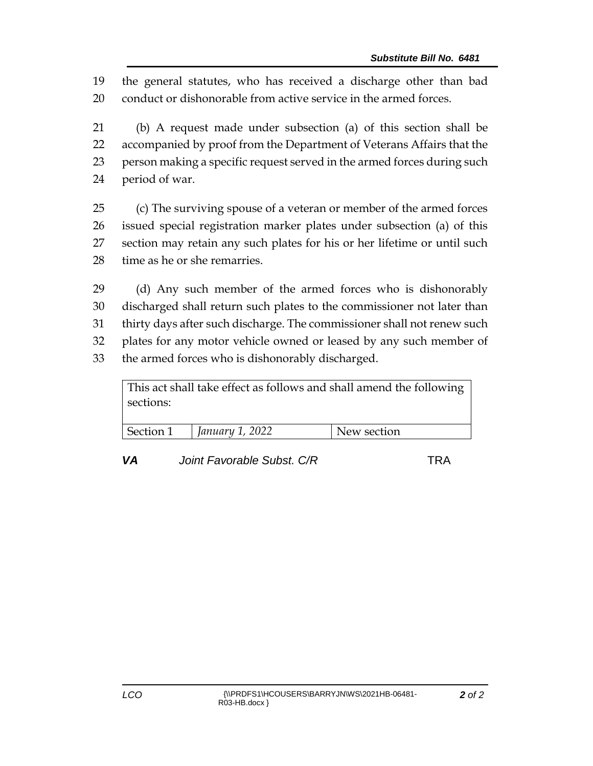19 the general statutes, who has received a discharge other than bad
20 conduct or dishonorable from active service in the armed forces.

21 (b) A request made under subsection (a) of this section shall be
22 accompanied by proof from the Department of Veterans Affairs that the
23 person making a specific request served in the armed forces during such
24 period of war.

25 (c) The surviving spouse of a veteran or member of the armed forces
26 issued special registration marker plates under subsection (a) of this
27 section may retain any such plates for his or her lifetime or until such
28 time as he or she remarries.

29 (d) Any such member of the armed forces who is dishonorably
30 discharged shall return such plates to the commissioner not later than
31 thirty days after such discharge. The commissioner shall not renew such
32 plates for any motor vehicle owned or leased by any such member of
33 the armed forces who is dishonorably discharged.

| This act shall take effect as follows and shall amend the following sections: | | |
|---|---|---|
| Section 1 | *January 1, 2022* | New section |

***VA*** *Joint Favorable Subst. C/R* TRA